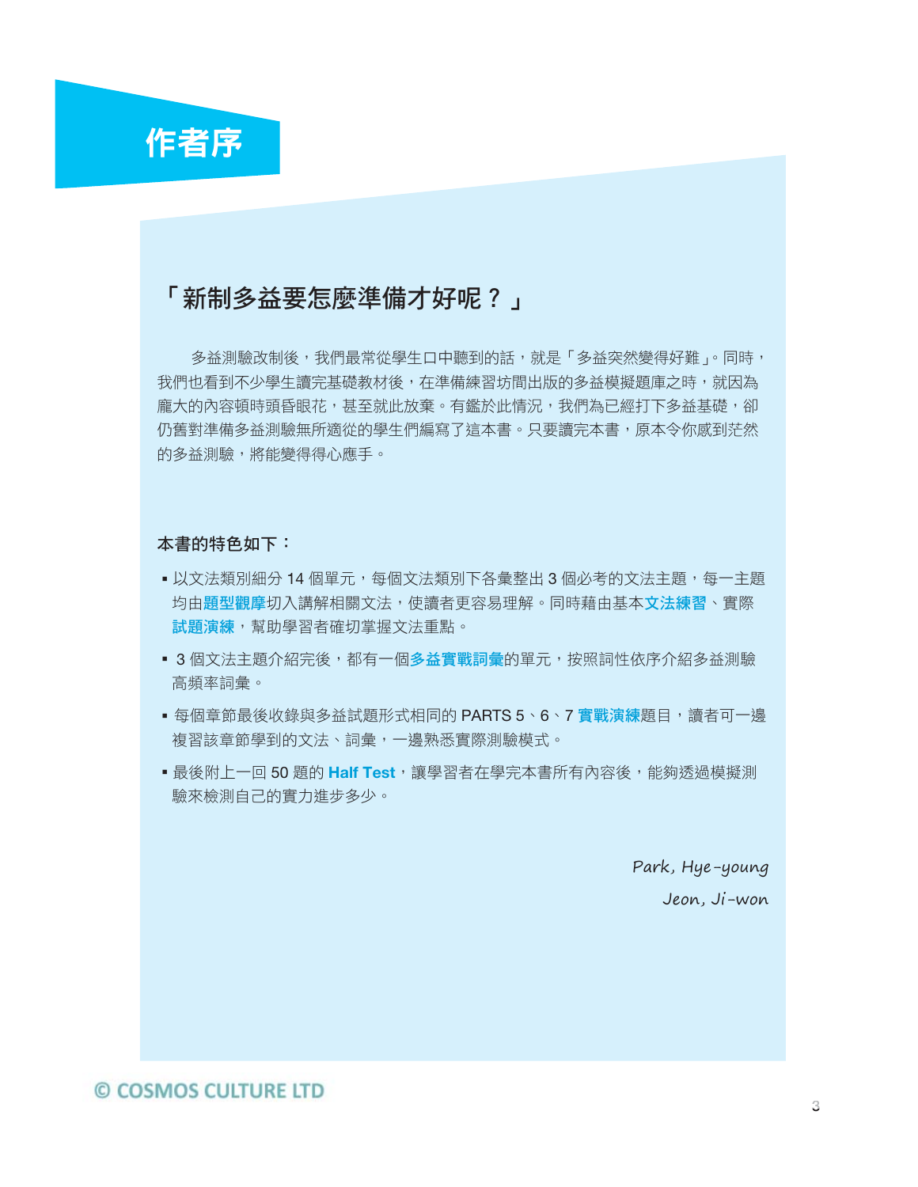# 作者序

## 「新制多益要怎麼準備才好呢？」

多益測驗改制後，我們最常從學生口中聽到的話，就是「多益突然變得好難」。同時，我們也看到不少學生讀完基礎教材後，在準備練習坊間出版的多益模擬題庫之時，就因為龐大的內容頓時頭昏眼花，甚至就此放棄。有鑑於此情況，我們為已經打下多益基礎，卻仍舊對準備多益測驗無所適從的學生們編寫了這本書。只要讀完本書，原本令你感到茫然的多益測驗，將能變得得心應手。

**本書的特色如下：**

- 以文法類別細分 14 個單元，每個文法類別下各彙整出 3 個必考的文法主題，每一主題均由**題型觀摩**切入講解相關文法，使讀者更容易理解。同時藉由基本**文法練習**、實際**試題演練**，幫助學習者確切掌握文法重點。
- 3 個文法主題介紹完後，都有一個**多益實戰詞彙**的單元，按照詞性依序介紹多益測驗高頻率詞彙。
- 每個章節最後收錄與多益試題形式相同的 PARTS 5、6、7 **實戰演練**題目，讀者可一邊複習該章節學到的文法、詞彙，一邊熟悉實際測驗模式。
- 最後附上一回 50 題的 **Half Test**，讓學習者在學完本書所有內容後，能夠透過模擬測驗來檢測自己的實力進步多少。

*Park, Hye-young*

*Jeon, Ji-won*

© COSMOS CULTURE LTD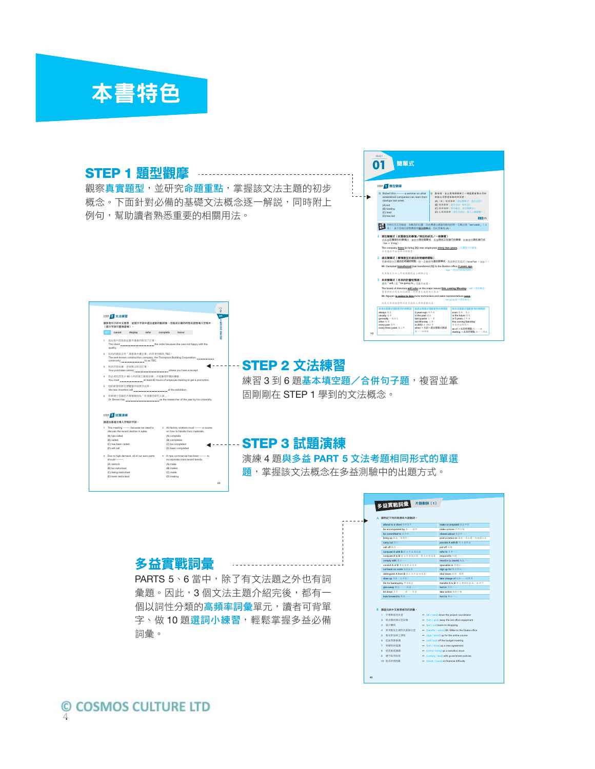# 本書特色

## STEP 1 題型觀摩

觀察真實題型，並研究命題重點，掌握該文法主題的初步概念。下面針對必備的基礎文法概念逐一解說，同時附上例句，幫助讀者熟悉重要的相關用法。

## STEP 2 文法練習

練習 3 到 6 題基本填空題／合併句子題，複習並鞏固剛剛在 STEP 1 學到的文法概念。

## STEP 3 試題演練

演練 4 題與多益 PART 5 文法考題相同形式的單選題，掌握該文法概念在多益測驗中的出題方式。

## 多益實戰詞彙

PARTS 5、6 當中，除了有文法題之外也有詞彙題。因此，3 個文法主題介紹完後，都有一個以詞性分類的高頻率詞彙單元，讀者可背單字、做 10 題選詞小練習，輕鬆掌握多益必備詞彙。

© COSMOS CULTURE LTD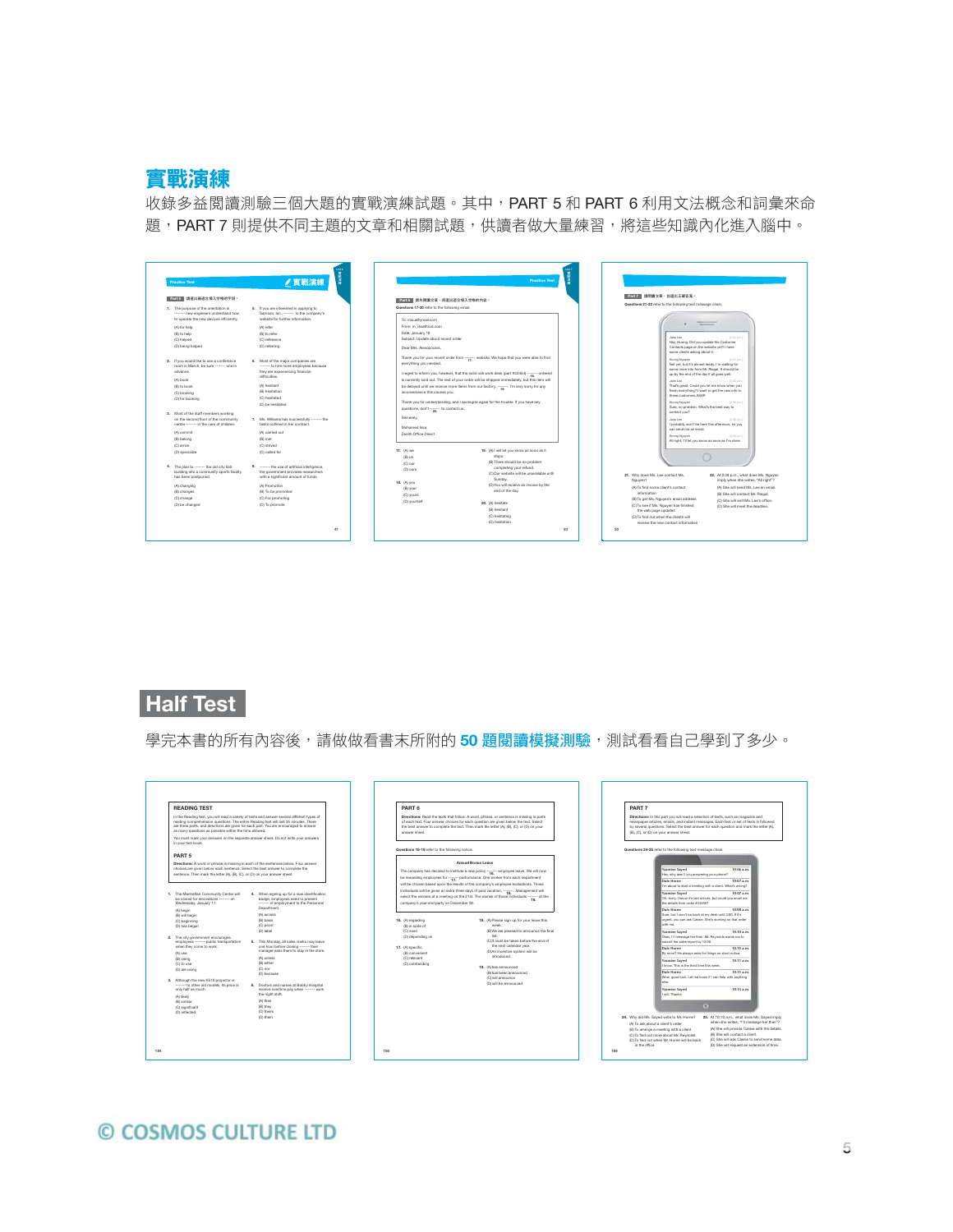## 實戰演練

收錄多益閱讀測驗三個大題的實戰演練試題。其中，PART 5 和 PART 6 利用文法概念和詞彙來命題，PART 7 則提供不同主題的文章和相關試題，供讀者做大量練習，將這些知識內化進入腦中。

## Half Test

學完本書的所有內容後，請做做看書末所附的 **50 題閱讀模擬測驗**，測試看看自己學到了多少。

© COSMOS CULTURE LTD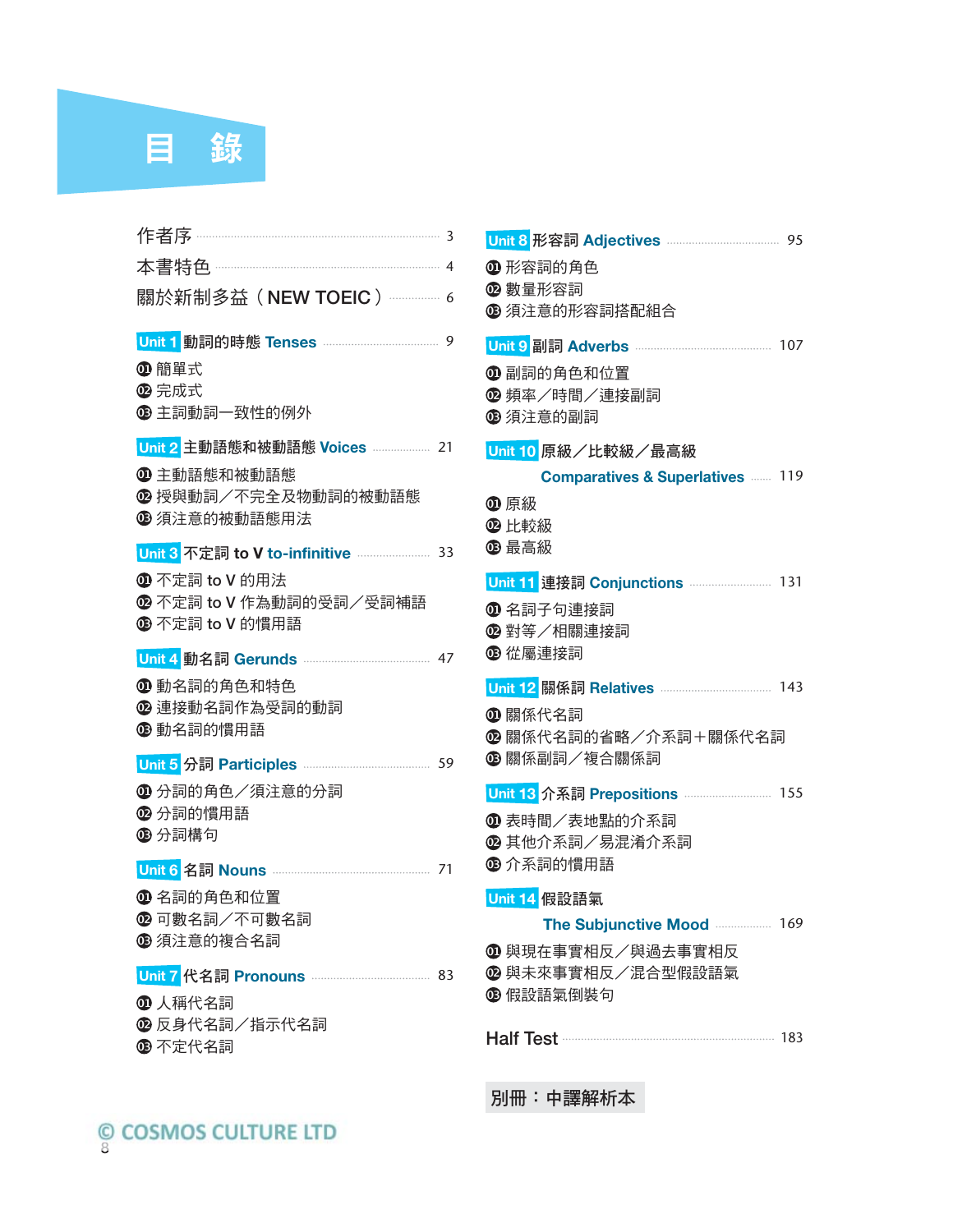# 目 錄

作者序 ........ 3

本書特色 ........ 4

關於新制多益（NEW TOEIC） ........ 6

**Unit 1 動詞的時態 Tenses** ........ 9

01 簡單式
02 完成式
03 主詞動詞一致性的例外

**Unit 2 主動語態和被動語態 Voices** ........ 21

01 主動語態和被動語態
02 授與動詞／不完全及物動詞的被動語態
03 須注意的被動語態用法

**Unit 3 不定詞 to V to-infinitive** ........ 33

01 不定詞 to V 的用法
02 不定詞 to V 作為動詞的受詞／受詞補語
03 不定詞 to V 的慣用語

**Unit 4 動名詞 Gerunds** ........ 47

01 動名詞的角色和特色
02 連接動名詞作為受詞的動詞
03 動名詞的慣用語

**Unit 5 分詞 Participles** ........ 59

01 分詞的角色／須注意的分詞
02 分詞的慣用語
03 分詞構句

**Unit 6 名詞 Nouns** ........ 71

01 名詞的角色和位置
02 可數名詞／不可數名詞
03 須注意的複合名詞

**Unit 7 代名詞 Pronouns** ........ 83

01 人稱代名詞
02 反身代名詞／指示代名詞
03 不定代名詞

**Unit 8 形容詞 Adjectives** ........ 95

01 形容詞的角色
02 數量形容詞
03 須注意的形容詞搭配組合

**Unit 9 副詞 Adverbs** ........ 107

01 副詞的角色和位置
02 頻率／時間／連接副詞
03 須注意的副詞

**Unit 10 原級／比較級／最高級 Comparatives & Superlatives** ........ 119

01 原級
02 比較級
03 最高級

**Unit 11 連接詞 Conjunctions** ........ 131

01 名詞子句連接詞
02 對等／相關連接詞
03 從屬連接詞

**Unit 12 關係詞 Relatives** ........ 143

01 關係代名詞
02 關係代名詞的省略／介系詞＋關係代名詞
03 關係副詞／複合關係詞

**Unit 13 介系詞 Prepositions** ........ 155

01 表時間／表地點的介系詞
02 其他介系詞／易混淆介系詞
03 介系詞的慣用語

**Unit 14 假設語氣 The Subjunctive Mood** ........ 169

01 與現在事實相反／與過去事實相反
02 與未來事實相反／混合型假設語氣
03 假設語氣倒裝句

Half Test ........ 183

別冊：中譯解析本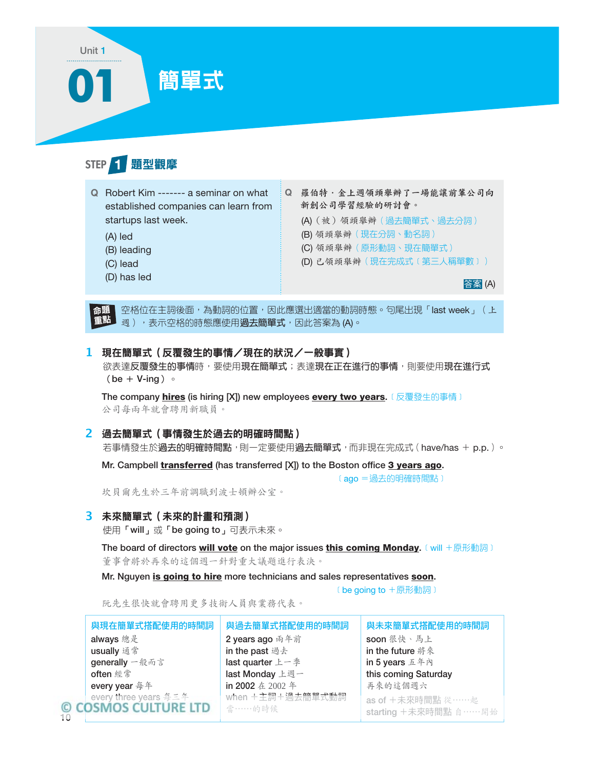Unit 1

# 01 簡單式

## STEP 1 題型觀摩

**Q** Robert Kim ------- a seminar on what established companies can learn from startups last week.

(A) led
(B) leading
(C) lead
(D) has led

**Q** 羅伯特．金上週領頭舉辦了一場能讓前輩公司向新創公司學習經驗的研討會。

(A)（被）領頭舉辦〔過去簡單式、過去分詞〕
(B) 領頭舉辦〔現在分詞、動名詞〕
(C) 領頭舉辦〔原形動詞、現在簡單式〕
(D) 已領頭舉辦〔現在完成式〔第三人稱單數〕〕

答案 (A)

**命題重點** 空格位在主詞後面，為動詞的位置，因此應選出適當的動詞時態。句尾出現「last week」（上週），表示空格的時態應使用**過去簡單式**，因此答案為 (A)。

### 1 現在簡單式（反覆發生的事情／現在的狀況／一般事實）

欲表達**反覆發生的事情**時，要使用**現在簡單式**；表達**現在正在進行的事情**，則要使用**現在進行式**（be ＋ V-ing）。

The company **hires** (is hiring [X]) new employees **every two years**. 〔反覆發生的事情〕
公司每兩年就會聘用新職員。

### 2 過去簡單式（事情發生於過去的明確時間點）

若事情發生於**過去的明確時間點**，則一定要使用**過去簡單式**，而非現在完成式（have/has ＋ p.p.）。

Mr. Campbell **transferred** (has transferred [X]) to the Boston office **3 years ago**.
〔ago ＝過去的明確時間點〕
坎貝爾先生於三年前調職到波士頓辦公室。

### 3 未來簡單式（未來的計畫和預測）

使用「**will**」或「**be going to**」可表示未來。

The board of directors **will vote** on the major issues **this coming Monday**. 〔will ＋原形動詞〕
董事會將於再來的這個週一針對重大議題進行表決。

Mr. Nguyen **is going to hire** more technicians and sales representatives **soon**.
〔be going to ＋原形動詞〕
阮先生很快就會聘用更多技術人員與業務代表。

| 與現在簡單式搭配使用的時間詞 | 與過去簡單式搭配使用的時間詞 | 與未來簡單式搭配使用的時間詞 |
|---|---|---|
| always 總是 | 2 years ago 兩年前 | soon 很快、馬上 |
| usually 通常 | in the past 過去 | in the future 將來 |
| generally 一般而言 | last quarter 上一季 | in 5 years 五年內 |
| often 經常 | last Monday 上週一 | this coming Saturday 再來的這個週六 |
| every year 每年 | in 2002 在 2002 年 | as of ＋未來時間點 從……起 |
| every three years 每三年 | when ＋主詞＋過去簡單式動詞 當……的時候 | starting ＋未來時間點 自……開始 |

© COSMOS CULTURE LTD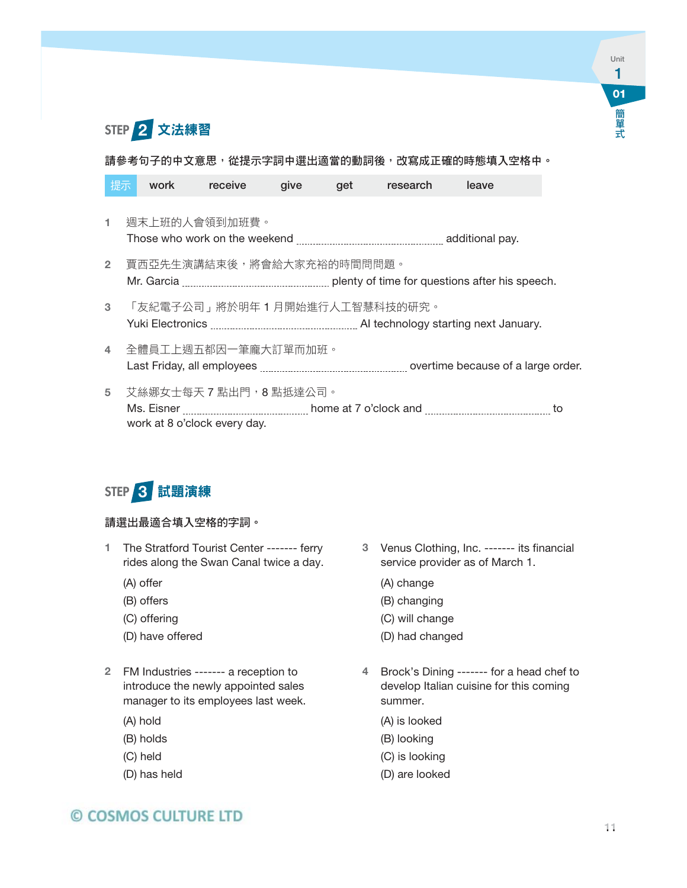## STEP 2 文法練習

**請參考句子的中文意思，從提示字詞中選出適當的動詞後，改寫成正確的時態填入空格中。**

| 提示 | work | receive | give | get | research | leave |
|---|---|---|---|---|---|---|

1 週末上班的人會領到加班費。
Those who work on the weekend ............................................ additional pay.

2 賈西亞先生演講結束後，將會給大家充裕的時間問問題。
Mr. Garcia ............................................ plenty of time for questions after his speech.

3 「友紀電子公司」將於明年 1 月開始進行人工智慧科技的研究。
Yuki Electronics ............................................ AI technology starting next January.

4 全體員工上週五都因一筆龐大訂單而加班。
Last Friday, all employees ............................................ overtime because of a large order.

5 艾絲娜女士每天 7 點出門，8 點抵達公司。
Ms. Eisner ...................................... home at 7 o'clock and ...................................... to work at 8 o'clock every day.

## STEP 3 試題演練

**請選出最適合填入空格的字詞。**

1 The Stratford Tourist Center ------- ferry rides along the Swan Canal twice a day.

(A) offer
(B) offers
(C) offering
(D) have offered

2 FM Industries ------- a reception to introduce the newly appointed sales manager to its employees last week.

(A) hold
(B) holds
(C) held
(D) has held

3 Venus Clothing, Inc. ------- its financial service provider as of March 1.

(A) change
(B) changing
(C) will change
(D) had changed

4 Brock's Dining ------- for a head chef to develop Italian cuisine for this coming summer.

(A) is looked
(B) looking
(C) is looking
(D) are looked

© COSMOS CULTURE LTD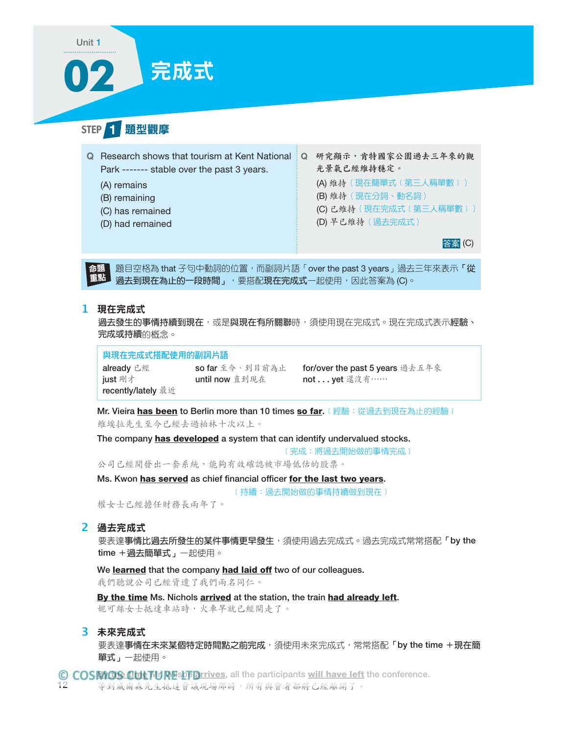Unit 1

# 02 完成式

## STEP 1 題型觀摩

**Q** Research shows that tourism at Kent National Park ------- stable over the past 3 years.

(A) remains
(B) remaining
(C) has remained
(D) had remained

**Q** 研究顯示，肯特國家公園過去三年來的觀光景氣已經維持穩定。

(A) 維持（現在簡單式〔第三人稱單數〕）
(B) 維持（現在分詞、動名詞）
(C) 已維持（現在完成式〔第三人稱單數〕）
(D) 早已維持（過去完成式）

答案 (C)

**命題重點** 題目空格為 that 子句中動詞的位置，而副詞片語「over the past 3 years」過去三年來表示「**從過去到現在為止的一段時間**」，要搭配**現在完成式**一起使用，因此答案為 (C)。

### 1 現在完成式

**過去發生的事情持續到現在**，或是**與現在有所關聯**時，須使用現在完成式。現在完成式表示**經驗**、**完成或持續**的概念。

**與現在完成式搭配使用的副詞片語**

| | | |
|---|---|---|
| already 已經 | so far 至今、到目前為止 | for/over the past 5 years 過去五年來 |
| just 剛才 | until now 直到現在 | not . . . yet 還沒有…… |
| recently/lately 最近 | | |

Mr. Vieira **has been** to Berlin more than 10 times **so far**.〔經驗：從過去到現在為止的經驗〕
維埃拉先生至今已經去過柏林十次以上。

The company **has developed** a system that can identify undervalued stocks.〔完成：將過去開始做的事情完成〕
公司已經開發出一套系統，能夠有效確認被市場低估的股票。

Ms. Kwon **has served** as chief financial officer **for the last two years**.〔持續：過去開始做的事情持續做到現在〕
權女士已經擔任財務長兩年了。

### 2 過去完成式

要表達**事情比過去所發生的某件事情更早發生**，須使用過去完成式。過去完成式常常搭配「by the time ＋過去簡單式」一起使用。

We **learned** that the company **had laid off** two of our colleagues.
我們聽說公司已經資遣了我們兩名同仁。

**By the time** Ms. Nichols **arrived** at the station, the train **had already left**.
妮可絲女士抵達車站時，火車早就已經開走了。

### 3 未來完成式

要表達**事情在未來某個特定時間點之前完成**，須使用未來完成式，常常搭配「by the time ＋現在簡單式」一起使用。

**By the time** Mr. Wilson **arrives**, all the participants **will have left** the conference.
等到威爾森先生抵達會議現場那時，所有與會者都將已經離開了。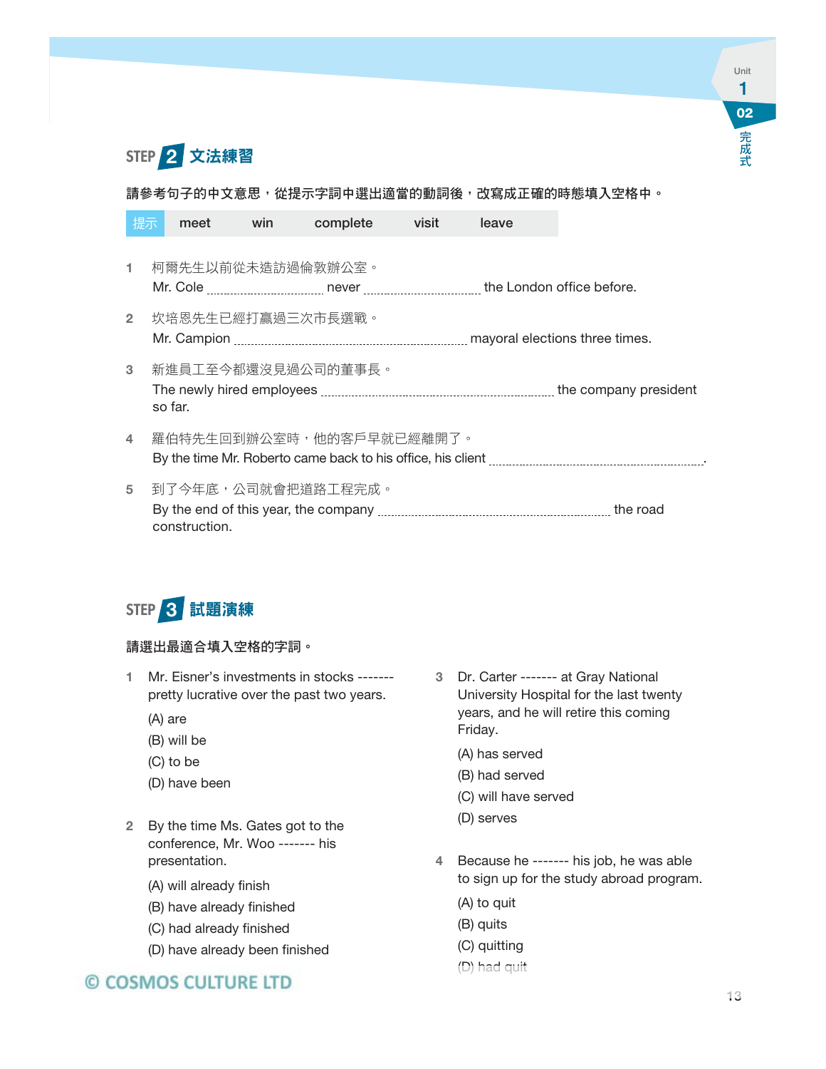## STEP 2 文法練習

**請參考句子的中文意思，從提示字詞中選出適當的動詞後，改寫成正確的時態填入空格中。**

| 提示 | meet | win | complete | visit | leave |
|---|---|---|---|---|---|

1. 柯爾先生以前從未造訪過倫敦辦公室。
   Mr. Cole ________________ never ________________ the London office before.

2. 坎培恩先生已經打贏過三次市長選戰。
   Mr. Campion ________________________________ mayoral elections three times.

3. 新進員工至今都還沒見過公司的董事長。
   The newly hired employees ________________________________ the company president so far.

4. 羅伯特先生回到辦公室時，他的客戶早就已經離開了。
   By the time Mr. Roberto came back to his office, his client ________________________________.

5. 到了今年底，公司就會把道路工程完成。
   By the end of this year, the company ________________________________ the road construction.

## STEP 3 試題演練

**請選出最適合填入空格的字詞。**

1. Mr. Eisner's investments in stocks ------- pretty lucrative over the past two years.
   (A) are
   (B) will be
   (C) to be
   (D) have been

2. By the time Ms. Gates got to the conference, Mr. Woo ------- his presentation.
   (A) will already finish
   (B) have already finished
   (C) had already finished
   (D) have already been finished

3. Dr. Carter ------- at Gray National University Hospital for the last twenty years, and he will retire this coming Friday.
   (A) has served
   (B) had served
   (C) will have served
   (D) serves

4. Because he ------- his job, he was able to sign up for the study abroad program.
   (A) to quit
   (B) quits
   (C) quitting
   (D) had quit

© COSMOS CULTURE LTD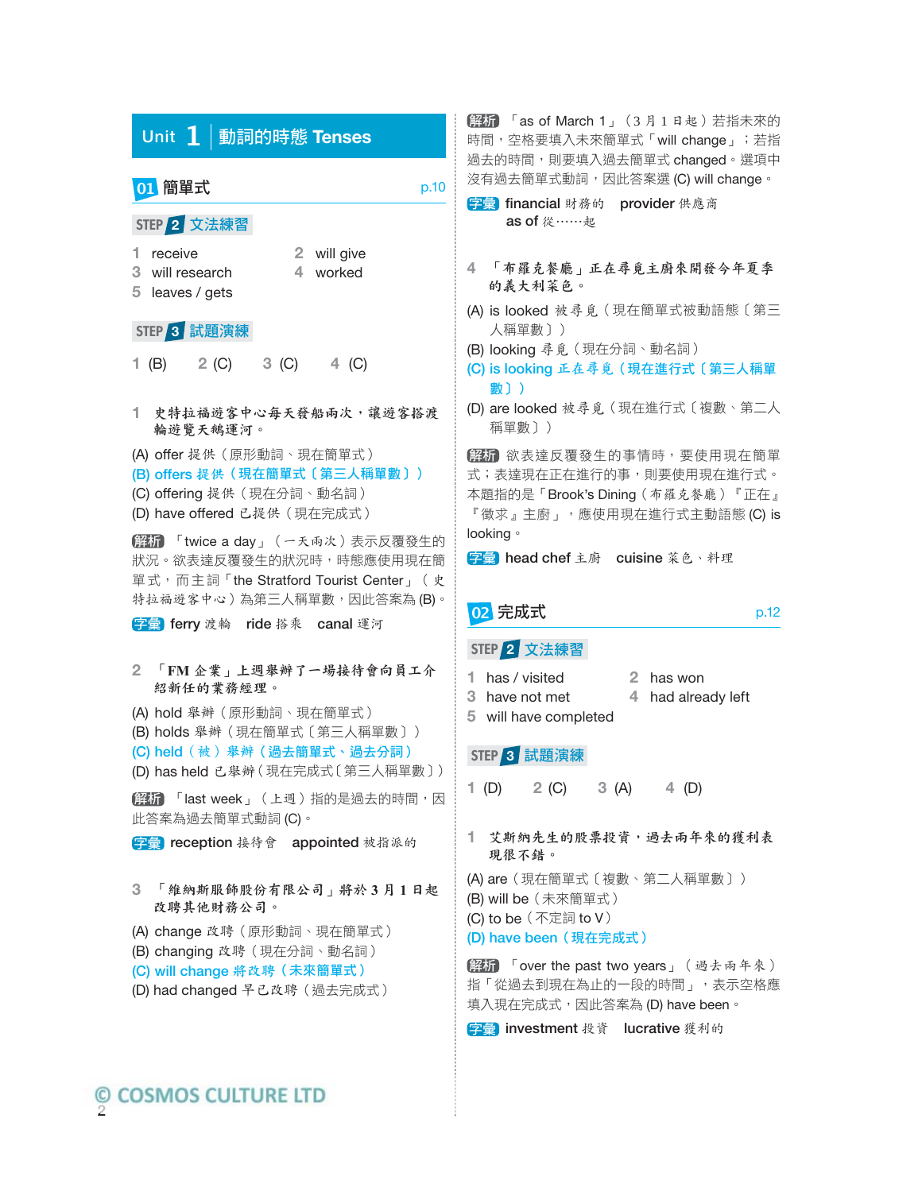# Unit 1 動詞的時態 Tenses

## 01 簡單式 p.10

### STEP 2 文法練習

1 receive
2 will give
3 will research
4 worked
5 leaves / gets

### STEP 3 試題演練

1 (B) 2 (C) 3 (C) 4 (C)

**1 史特拉福遊客中心每天發船兩次，讓遊客搭渡輪遊覽天鵝運河。**

(A) offer 提供（原形動詞、現在簡單式）
(B) offers 提供（現在簡單式〔第三人稱單數〕）
(C) offering 提供（現在分詞、動名詞）
(D) have offered 已提供（現在完成式）

解析 「twice a day」（一天兩次）表示反覆發生的狀況。欲表達反覆發生的狀況時，時態應使用現在簡單式，而主詞「the Stratford Tourist Center」（史特拉福遊客中心）為第三人稱單數，因此答案為 (B)。

字彙 ferry 渡輪　ride 搭乘　canal 運河

**2 「FM 企業」上週舉辦了一場接待會向員工介紹新任的業務經理。**

(A) hold 舉辦（原形動詞、現在簡單式）
(B) holds 舉辦（現在簡單式〔第三人稱單數〕）
(C) held（被）舉辦（過去簡單式、過去分詞）
(D) has held 已舉辦（現在完成式〔第三人稱單數〕）

解析 「last week」（上週）指的是過去的時間，因此答案為過去簡單式動詞 (C)。

字彙 reception 接待會　appointed 被指派的

**3 「維納斯服飾股份有限公司」將於 3 月 1 日起改聘其他財務公司。**

(A) change 改聘（原形動詞、現在簡單式）
(B) changing 改聘（現在分詞、動名詞）
(C) will change 將改聘（未來簡單式）
(D) had changed 早已改聘（過去完成式）

解析 「as of March 1」（3 月 1 日起）若指未來的時間，空格要填入未來簡單式「will change」；若指過去的時間，則要填入過去簡單式 changed。選項中沒有過去簡單式動詞，因此答案選 (C) will change。

字彙 financial 財務的　provider 供應商　as of 從……起

**4 「布羅克餐廳」正在尋覓主廚來開發今年夏季的義大利菜色。**

(A) is looked 被尋覓（現在簡單式被動語態〔第三人稱單數〕）
(B) looking 尋覓（現在分詞、動名詞）
(C) is looking 正在尋覓（現在進行式〔第三人稱單數〕）
(D) are looked 被尋覓（現在進行式〔複數、第二人稱單數〕）

解析 欲表達反覆發生的事情時，要使用現在簡單式；表達現在正在進行的事，則要使用現在進行式。本題指的是「Brook's Dining（布羅克餐廳）『正在』『徵求』主廚」，應使用現在進行式主動語態 (C) is looking。

字彙 head chef 主廚　cuisine 菜色、料理

## 02 完成式 p.12

### STEP 2 文法練習

1 has / visited
2 has won
3 have not met
4 had already left
5 will have completed

### STEP 3 試題演練

1 (D) 2 (C) 3 (A) 4 (D)

**1 艾斯納先生的股票投資，過去兩年來的獲利表現很不錯。**

(A) are（現在簡單式〔複數、第二人稱單數〕）
(B) will be（未來簡單式）
(C) to be（不定詞 to V）
(D) have been（現在完成式）

解析 「over the past two years」（過去兩年來）指「從過去到現在為止的一段時間」，表示空格應填入現在完成式，因此答案為 (D) have been。

字彙 investment 投資　lucrative 獲利的

© COSMOS CULTURE LTD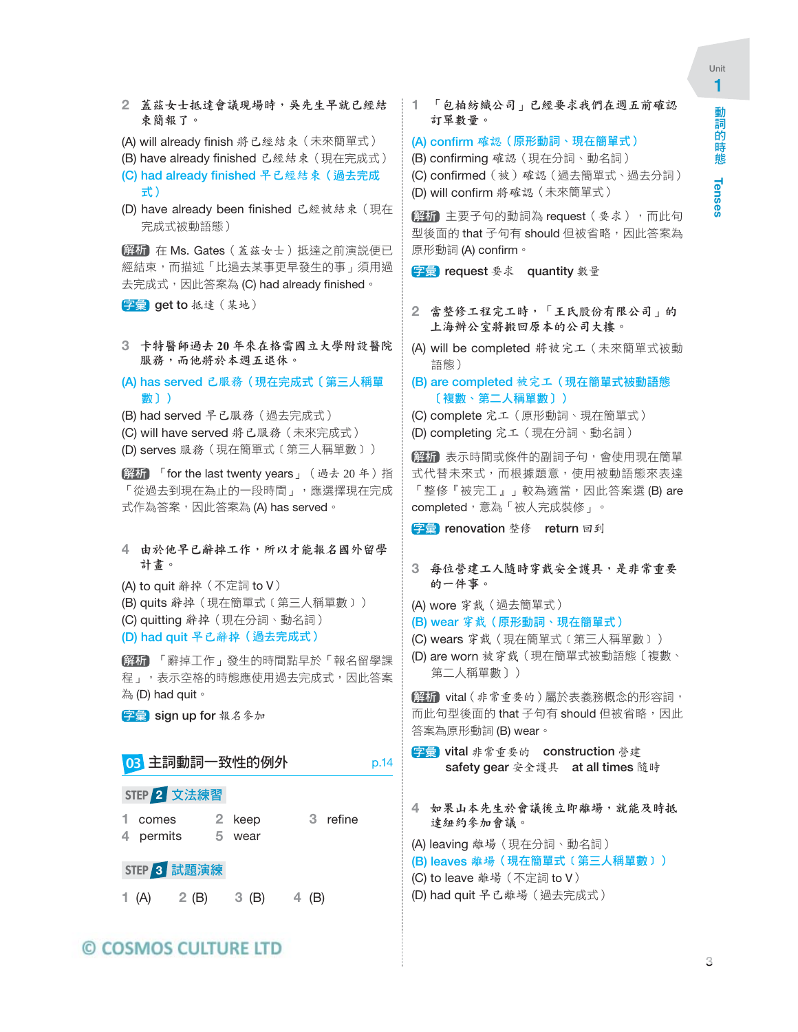2　蓋茲女士抵達會議現場時，吳先生早就已經結束簡報了。

(A) will already finish 將已經結束（未來簡單式）
(B) have already finished 已經結束（現在完成式）
**(C) had already finished 早已經結束（過去完成式）**
(D) have already been finished 已經被結束（現在完成式被動語態）

解析 在 Ms. Gates（蓋茲女士）抵達之前演說便已經結束，而描述「比過去某事更早發生的事」須用過去完成式，因此答案為 (C) had already finished。

字彙 get to 抵達（某地）

3　卡特醫師過去 20 年來在格雷國立大學附設醫院服務，而他將於本週五退休。

**(A) has served 已服務（現在完成式〔第三人稱單數〕）**
(B) had served 早已服務（過去完成式）
(C) will have served 將已服務（未來完成式）
(D) serves 服務（現在簡單式〔第三人稱單數〕）

解析 「for the last twenty years」（過去 20 年）指「從過去到現在為止的一段時間」，應選擇現在完成式作為答案，因此答案為 (A) has served。

4　由於他早已辭掉工作，所以才能報名國外留學計畫。

(A) to quit 辭掉（不定詞 to V）
(B) quits 辭掉（現在簡單式〔第三人稱單數〕）
(C) quitting 辭掉（現在分詞、動名詞）
**(D) had quit 早已辭掉（過去完成式）**

解析 「辭掉工作」發生的時間點早於「報名留學課程」，表示空格的時態應使用過去完成式，因此答案為 (D) had quit。

字彙 sign up for 報名參加

## 03 主詞動詞一致性的例外　p.14

### STEP 2 文法練習

1 comes　2 keep　3 refine
4 permits　5 wear

### STEP 3 試題演練

1 (A)　2 (B)　3 (B)　4 (B)

1　「包柏紡織公司」已經要求我們在週五前確認訂單數量。

**(A) confirm 確認（原形動詞、現在簡單式）**
(B) confirming 確認（現在分詞、動名詞）
(C) confirmed（被）確認（過去簡單式、過去分詞）
(D) will confirm 將確認（未來簡單式）

解析 主要子句的動詞為 request（要求），而此句型後面的 that 子句有 should 但被省略，因此答案為原形動詞 (A) confirm。

字彙 request 要求　quantity 數量

2　當整修工程完工時，「王氏股份有限公司」的上海辦公室將搬回原本的公司大樓。

(A) will be completed 將被完工（未來簡單式被動語態）
**(B) are completed 被完工（現在簡單式被動語態〔複數、第二人稱單數〕）**
(C) complete 完工（原形動詞、現在簡單式）
(D) completing 完工（現在分詞、動名詞）

解析 表示時間或條件的副詞子句，會使用現在簡單式代替未來式，而根據題意，使用被動語態來表達「整修『被完工』」較為適當，因此答案選 (B) are completed，意為「被人完成裝修」。

字彙 renovation 整修　return 回到

3　每位營建工人隨時穿戴安全護具，是非常重要的一件事。

(A) wore 穿戴（過去簡單式）
**(B) wear 穿戴（原形動詞、現在簡單式）**
(C) wears 穿戴（現在簡單式〔第三人稱單數〕）
(D) are worn 被穿戴（現在簡單式被動語態〔複數、第二人稱單數〕）

解析 vital（非常重要的）屬於表義務概念的形容詞，而此句型後面的 that 子句有 should 但被省略，因此答案為原形動詞 (B) wear。

字彙 vital 非常重要的　construction 營建
safety gear 安全護具　at all times 隨時

4　如果山本先生於會議後立即離場，就能及時抵達紐約參加會議。

(A) leaving 離場（現在分詞、動名詞）
**(B) leaves 離場（現在簡單式〔第三人稱單數〕）**
(C) to leave 離場（不定詞 to V）
(D) had quit 早已離場（過去完成式）

© COSMOS CULTURE LTD